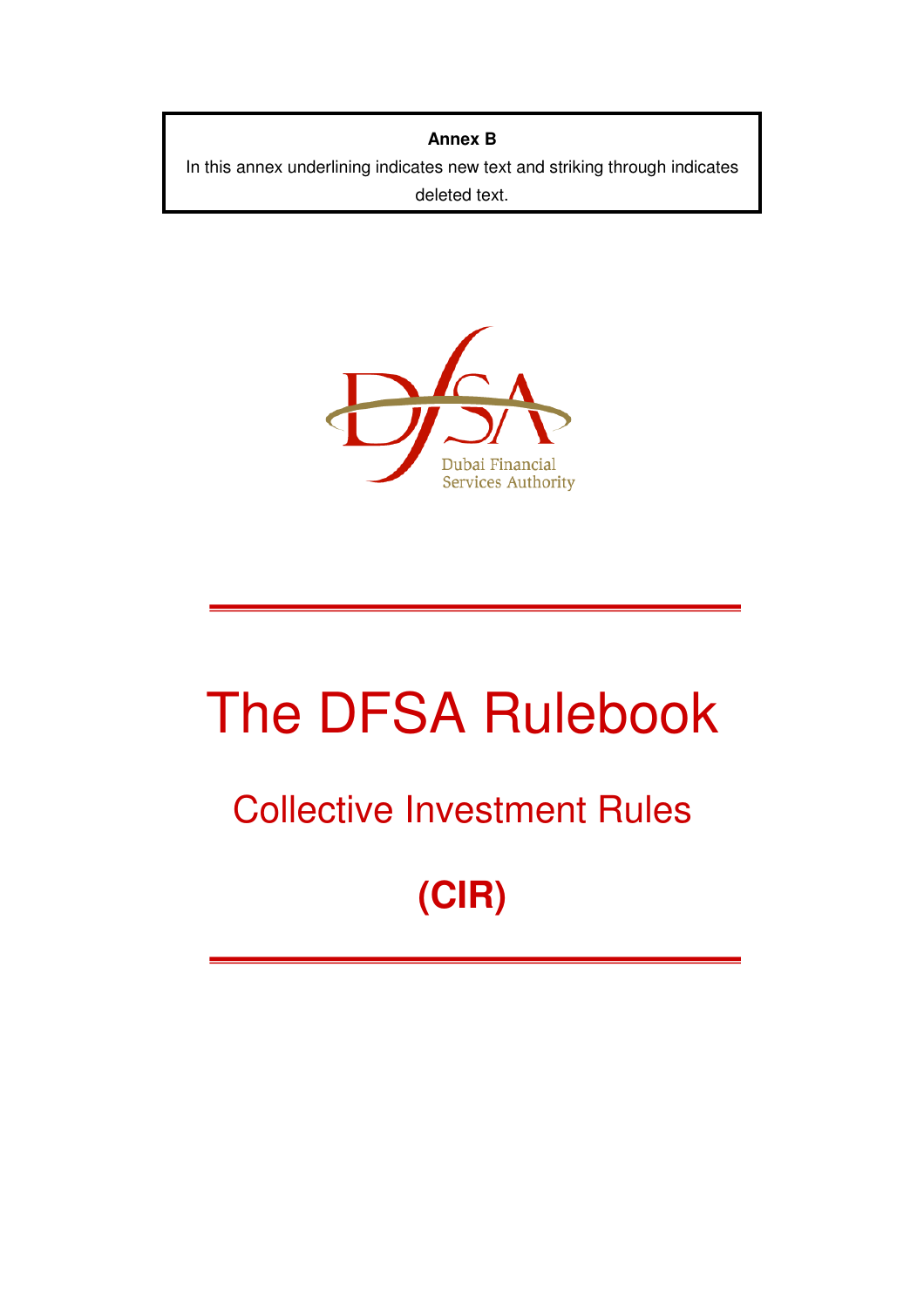**Annex B**

In this annex underlining indicates new text and striking through indicates deleted text.

Dubai Financial Services Authority

# The DFSA Rulebook

## Collective Investment Rules

## (CIR)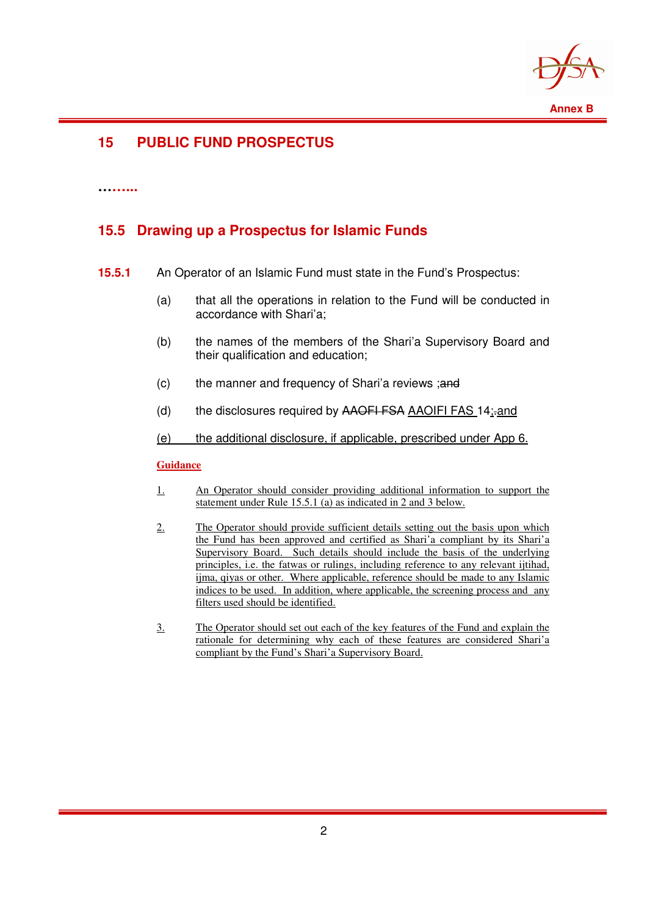Annex B

# 15 PUBLIC FUND PROSPECTUS

………

## 15.5 Drawing up a Prospectus for Islamic Funds

**15.5.1** An Operator of an Islamic Fund must state in the Fund's Prospectus:

(a) that all the operations in relation to the Fund will be conducted in accordance with Shari'a;

(b) the names of the members of the Shari'a Supervisory Board and their qualification and education;

(c) the manner and frequency of Shari'a reviews ;~~and~~

(d) the disclosures required by ~~AAOFI FSA~~ AAOIFI FAS 14;~~.~~and

(e) the additional disclosure, if applicable, prescribed under App 6.

**Guidance**

1. An Operator should consider providing additional information to support the statement under Rule 15.5.1 (a) as indicated in 2 and 3 below.

2. The Operator should provide sufficient details setting out the basis upon which the Fund has been approved and certified as Shari'a compliant by its Shari'a Supervisory Board. Such details should include the basis of the underlying principles, i.e. the fatwas or rulings, including reference to any relevant ijtihad, ijma, qiyas or other. Where applicable, reference should be made to any Islamic indices to be used. In addition, where applicable, the screening process and any filters used should be identified.

3. The Operator should set out each of the key features of the Fund and explain the rationale for determining why each of these features are considered Shari'a compliant by the Fund's Shari'a Supervisory Board.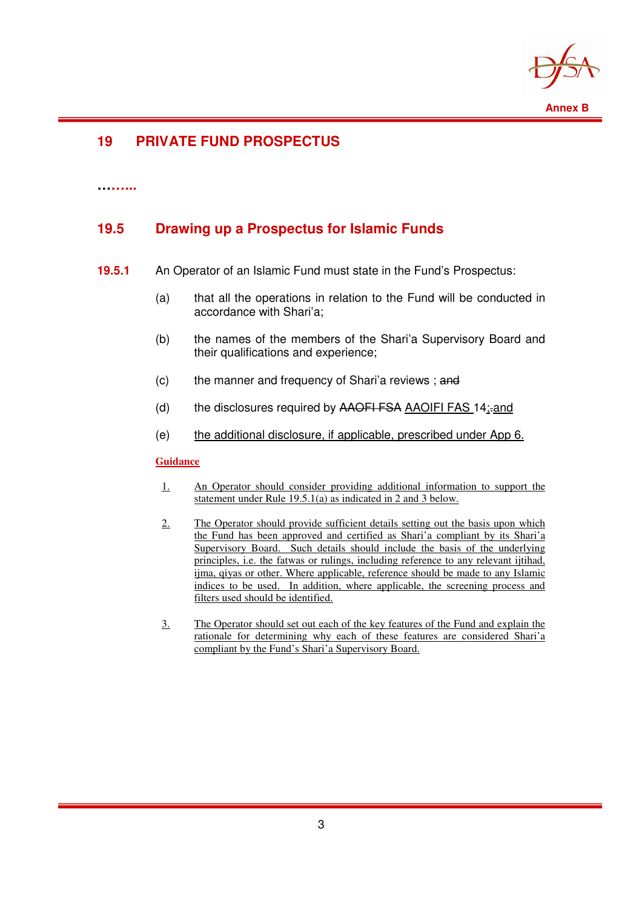## 19 PRIVATE FUND PROSPECTUS

………

### 19.5 Drawing up a Prospectus for Islamic Funds

**19.5.1** An Operator of an Islamic Fund must state in the Fund's Prospectus:

(a) that all the operations in relation to the Fund will be conducted in accordance with Shari'a;

(b) the names of the members of the Shari'a Supervisory Board and their qualifications and experience;

(c) the manner and frequency of Shari'a reviews ; ~~and~~

(d) the disclosures required by ~~AAOFI FSA~~ AAOIFI FAS 14;~~.~~ and

(e) the additional disclosure, if applicable, prescribed under App 6.

**Guidance**

1. An Operator should consider providing additional information to support the statement under Rule 19.5.1(a) as indicated in 2 and 3 below.

2. The Operator should provide sufficient details setting out the basis upon which the Fund has been approved and certified as Shari'a compliant by its Shari'a Supervisory Board. Such details should include the basis of the underlying principles, i.e. the fatwas or rulings, including reference to any relevant ijtihad, ijma, qiyas or other. Where applicable, reference should be made to any Islamic indices to be used. In addition, where applicable, the screening process and filters used should be identified.

3. The Operator should set out each of the key features of the Fund and explain the rationale for determining why each of these features are considered Shari'a compliant by the Fund's Shari'a Supervisory Board.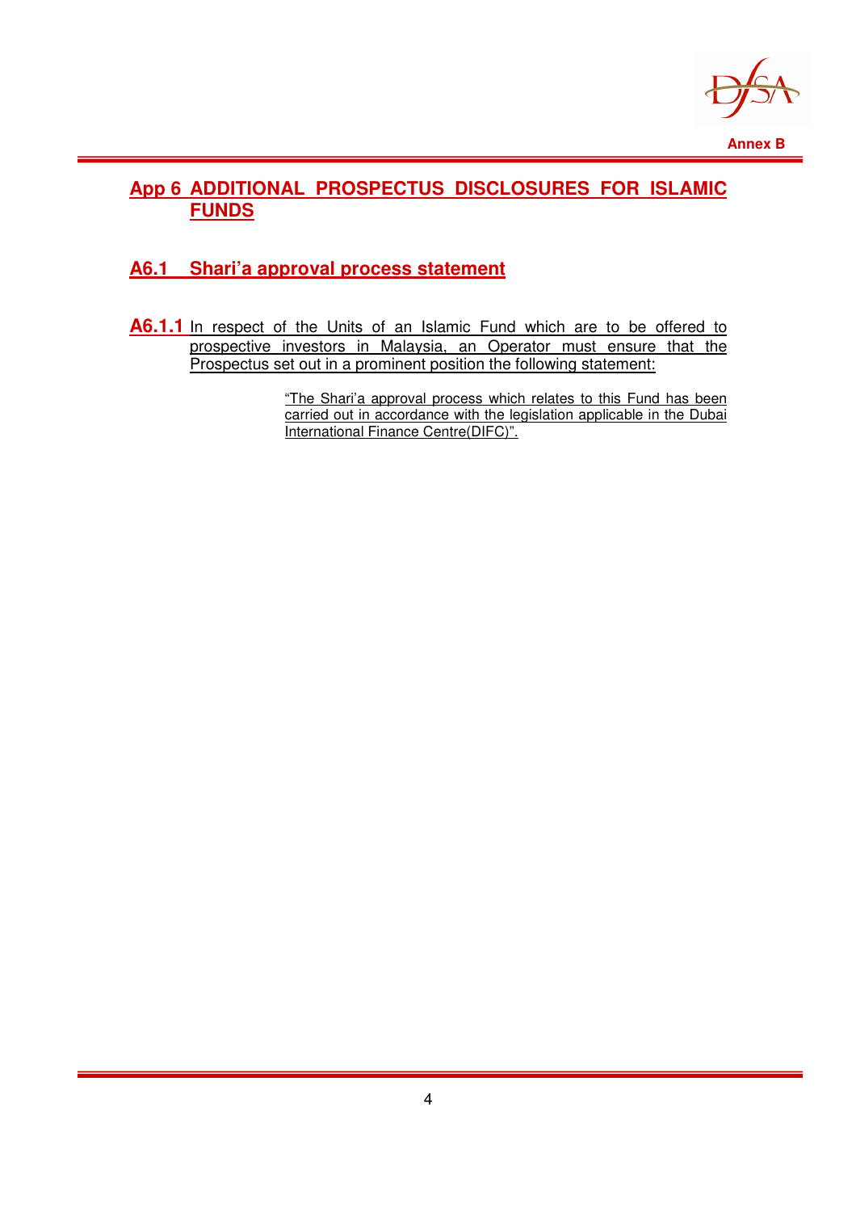Annex B

## App 6 ADDITIONAL PROSPECTUS DISCLOSURES FOR ISLAMIC FUNDS

### A6.1 Shari'a approval process statement

**A6.1.1** In respect of the Units of an Islamic Fund which are to be offered to prospective investors in Malaysia, an Operator must ensure that the Prospectus set out in a prominent position the following statement:

> "The Shari'a approval process which relates to this Fund has been carried out in accordance with the legislation applicable in the Dubai International Finance Centre(DIFC)".